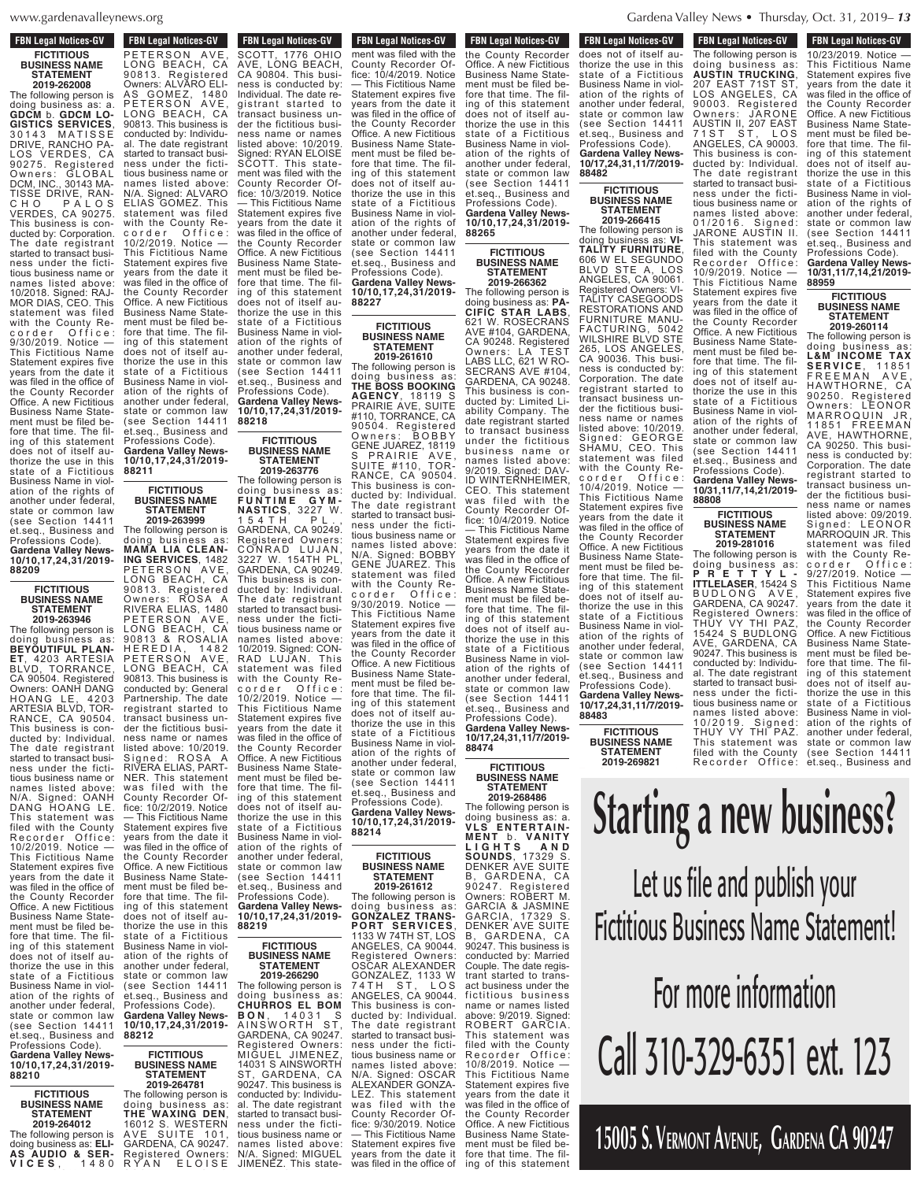## FBN Legal Notices-GV

### FICTITIOUS BUSINESS NAME STATEMENT
### 2019-262008

The following person is doing business as: a. **GDCM** b. **GDCM LOGISTICS SERVICES**, 30143 MATISSE DRIVE, RANCHO PALOS VERDES, CA 90275. Registered Owners: GLOBAL DCM, INC., 30143 MATISSE DRIVE, RANCHO PALOS VERDES, CA 90275. This business is conducted by: Corporation. The date registrant started to transact business under the fictitious business name or names listed above: 10/2018. Signed: RAJMOR DIAS, CEO. This statement was filed with the County Recorder Office: 9/30/2019. Notice — This Fictitious Name Statement expires five years from the date it was filed in the office of the County Recorder Office. A new Fictitious Business Name Statement must be filed before that time. The filing of this statement does not of itself authorize the use in this state of a Fictitious Business Name in violation of the rights of another under federal, state or common law (see Section 14411 et.seq., Business and Professions Code).
**Gardena Valley News-10/10,17,24,31/2019-88209**

### FICTITIOUS BUSINESS NAME STATEMENT
### 2019-263946

The following person is doing business as: **BEYOUTIFUL PLANET**, 4203 ARTESIA BLVD, TORRANCE, CA 90504. Registered Owners: OANH DANG HOANG LE, 4203 ARTESIA BLVD, TORRANCE, CA 90504. This business is conducted by: Individual. The date registrant started to transact business under the fictitious business name or names listed above: N/A. Signed: OANH DANG HOANG LE. This statement was filed with the County Recorder Office: 10/2/2019. Notice — This Fictitious Name Statement expires five years from the date it was filed in the office of the County Recorder Office. A new Fictitious Business Name Statement must be filed before that time. The filing of this statement does not of itself authorize the use in this state of a Fictitious Business Name in violation of the rights of another under federal, state or common law (see Section 14411 et.seq., Business and Professions Code).
**Gardena Valley News-10/10,17,24,31/2019-88210**

### FICTITIOUS BUSINESS NAME STATEMENT
### 2019-264012

The following person is doing business as: **ELIAS AUDIO & SERVICES**, 1480 PETERSON AVE, LONG BEACH, CA 90813. Registered Owners: ALVARO ELIAS GOMEZ, 1480 PETERSON AVE, LONG BEACH, CA 90813. This business is conducted by: Individual. The date registrant started to transact business under the fictitious business name or names listed above: N/A. Signed: ALVARO ELIAS GOMEZ. This statement was filed with the County Recorder Office: 10/2/2019. Notice — This Fictitious Name Statement expires five years from the date it was filed in the office of the County Recorder Office. A new Fictitious Business Name Statement must be filed before that time. The filing of this statement does not of itself authorize the use in this state of a Fictitious Business Name in violation of the rights of another under federal, state or common law (see Section 14411 et.seq., Business and Professions Code).
**Gardena Valley News-10/10,17,24,31/2019-88211**

### FICTITIOUS BUSINESS NAME STATEMENT
### 2019-263999

The following person is doing business as: **MAMA LIA CLEANING SERVICES**, 1482 PETERSON AVE, LONG BEACH, CA 90813. Registered Owners: ROSA A RIVERA ELIAS, 1480 PETERSON AVE, LONG BEACH, CA 90813 & ROSALIA HEREDIA, 1482 PETERSON AVE, LONG BEACH, CA 90813. This business is conducted by: General Partnership. The date registrant started to transact business under the fictitious business name or names listed above: 10/2019. Signed: ROSA A RIVERA ELIAS, PARTNER. This statement was filed with the County Recorder Office: 10/2/2019. Notice — This Fictitious Name Statement expires five years from the date it was filed in the office of the County Recorder Office. A new Fictitious Business Name Statement must be filed before that time. The filing of this statement does not of itself authorize the use in this state of a Fictitious Business Name in violation of the rights of another under federal, state or common law (see Section 14411 et.seq., Business and Professions Code).
**Gardena Valley News-10/10,17,24,31/2019-88212**

### FICTITIOUS BUSINESS NAME STATEMENT
### 2019-264781

The following person is doing business as: **THE WAXING DEN**, 16012 S. WESTERN AVE SUITE 101, GARDENA, CA 90247. Registered Owners: RYAN ELOISE SCOTT, 1776 OHIO AVE, LONG BEACH, CA 90804. This business is conducted by: Individual. The date registrant started to transact business under the fictitious business name or names listed above: 10/2019. Signed: RYAN ELOISE SCOTT. This statement was filed with the County Recorder Office: 10/3/2019. Notice — This Fictitious Name Statement expires five years from the date it was filed in the office of the County Recorder Office. A new Fictitious Business Name Statement must be filed before that time. The filing of this statement does not of itself authorize the use in this state of a Fictitious Business Name in violation of the rights of another under federal, state or common law (see Section 14411 et.seq., Business and Professions Code).
**Gardena Valley News-10/10,17,24,31/2019-88218**

### FICTITIOUS BUSINESS NAME STATEMENT
### 2019-263776

The following person is doing business as: **FUNTIME GYMNASTICS**, 3227 W. 154TH PL, GARDENA, CA 90249. Registered Owners: CONRAD LUJAN, 3227 W. 154TH PL, GARDENA, CA 90249. This business is conducted by: Individual. The date registrant started to transact business under the fictitious business name or names listed above: 10/2019. Signed: CONRAD LUJAN. This statement was filed with the County Recorder Office: 10/2/2019. Notice — This Fictitious Name Statement expires five years from the date it was filed in the office of the County Recorder Office. A new Fictitious Business Name Statement must be filed before that time. The filing of this statement does not of itself authorize the use in this state of a Fictitious Business Name in violation of the rights of another under federal, state or common law (see Section 14411 et.seq., Business and Professions Code).
**Gardena Valley News-10/10,17,24,31/2019-88219**

### FICTITIOUS BUSINESS NAME STATEMENT
### 2019-266290

The following person is doing business as: **CHURROS EL BOMBON**, 14031 S AINSWORTH ST, GARDENA, CA 90247. Registered Owners: MIGUEL JIMENEZ, 14031 S AINSWORTH ST, GARDENA, CA 90247. This business is conducted by: Individual. The date registrant started to transact business under the fictitious business name or names listed above: N/A. Signed: MIGUEL JIMENEZ. This statement was filed with the County Recorder Office: 10/4/2019. Notice — This Fictitious Name Statement expires five years from the date it was filed in the office of the County Recorder Office. A new Fictitious Business Name Statement must be filed before that time. The filing of this statement does not of itself authorize the use in this state of a Fictitious Business Name in violation of the rights of another under federal, state or common law (see Section 14411 et.seq., Business and Professions Code).
**Gardena Valley News-10/10,17,24,31/2019-88227**

### FICTITIOUS BUSINESS NAME STATEMENT
### 2019-261610

The following person is doing business as: **THE BOSS BOOKING AGENCY**, 18119 S PRAIRIE AVE, SUITE #110, TORRANCE, CA 90504. Registered Owners: BOBBY GENE JUAREZ, 18119 S PRAIRIE AVE, SUITE #110, TORRANCE, CA 90504. This business is conducted by: Individual. The date registrant started to transact business under the fictitious business name or names listed above: N/A. Signed: BOBBY GENE JUAREZ. This statement was filed with the County Recorder Office: 9/30/2019. Notice — This Fictitious Name Statement expires five years from the date it was filed in the office of the County Recorder Office. A new Fictitious Business Name Statement must be filed before that time. The filing of this statement does not of itself authorize the use in this state of a Fictitious Business Name in violation of the rights of another under federal, state or common law (see Section 14411 et.seq., Business and Professions Code).
**Gardena Valley News-10/10,17,24,31/2019-88214**

### FICTITIOUS BUSINESS NAME STATEMENT
### 2019-261612

The following person is doing business as: **GONZALEZ TRANSPORT SERVICES**, 1133 W 74TH ST, LOS ANGELES, CA 90044. Registered Owners: OSCAR ALEXANDER GONZALEZ, 1133 W 74TH ST, LOS ANGELES, CA 90044. This business is conducted by: Individual. The date registrant started to transact business under the fictitious business name or names listed above: N/A. Signed: OSCAR ALEXANDER GONZALEZ. This statement was filed with the County Recorder Office: 9/30/2019. Notice — This Fictitious Name Statement expires five years from the date it was filed in the office of the County Recorder Office. A new Fictitious Business Name Statement must be filed before that time. The filing of this statement does not of itself authorize the use in this state of a Fictitious Business Name in violation of the rights of another under federal, state or common law (see Section 14411 et.seq., Business and Professions Code).
**Gardena Valley News-10/10,17,24,31/2019-88265**

### FICTITIOUS BUSINESS NAME STATEMENT
### 2019-266362

The following person is doing business as: **PACIFIC STAR LABS**, 621 W. ROSECRANS AVE #104, GARDENA, CA 90248. Registered Owners: LA TEST LABS LLC, 621 W ROSECRANS AVE #104, GARDENA, CA 90248. This business is conducted by: Limited Liability Company. The date registrant started to transact business under the fictitious business name or names listed above: 9/2019. Signed: DAVID WINTERNHEIMER, CEO. This statement was filed with the County Recorder Office: 10/4/2019. Notice — This Fictitious Name Statement expires five years from the date it was filed in the office of the County Recorder Office. A new Fictitious Business Name Statement must be filed before that time. The filing of this statement does not of itself authorize the use in this state of a Fictitious Business Name in violation of the rights of another under federal, state or common law (see Section 14411 et.seq., Business and Professions Code).
**Gardena Valley News-10/17,24,31,11/7/2019-88474**

### FICTITIOUS BUSINESS NAME STATEMENT
### 2019-268486

The following person is doing business as: a. **VLS ENTERTAINMENT** b. **VANITY LIGHTS AND SOUNDS**, 17329 S. DENKER AVE SUITE B, GARDENA, CA 90247. Registered Owners: ROBERT M. GARCIA & JASMINE GARCIA, 17329 S. DENKER AVE SUITE B, GARDENA, CA 90247. This business is conducted by: Married Couple. The date registrant started to transact business under the fictitious business name or names listed above: 9/2019. Signed: ROBERT GARCIA. This statement was filed with the County Recorder Office: 10/8/2019. Notice — This Fictitious Name Statement expires five years from the date it was filed in the office of the County Recorder Office. A new Fictitious Business Name Statement must be filed before that time. The filing of this statement does not of itself authorize the use in this state of a Fictitious Business Name in violation of the rights of another under federal, state or common law (see Section 14411 et.seq., Business and Professions Code).
**Gardena Valley News-10/17,24,31,11/7/2019-88482**

### FICTITIOUS BUSINESS NAME STATEMENT
### 2019-266415

The following person is doing business as: **VITALITY FURNITURE**, 606 W EL SEGUNDO BLVD STE A, LOS ANGELES, CA 90061. Registered Owners: VITALITY CASEGOODS RESTORATIONS AND FURNITURE MANUFACTURING, 5042 WILSHIRE BLVD STE 265, LOS ANGELES, CA 90036. This business is conducted by: Corporation. The date registrant started to transact business under the fictitious business name or names listed above: 10/2019. Signed: GEORGE SHAMU, CEO. This statement was filed with the County Recorder Office: 10/4/2019. Notice — This Fictitious Name Statement expires five years from the date it was filed in the office of the County Recorder Office. A new Fictitious Business Name Statement must be filed before that time. The filing of this statement does not of itself authorize the use in this state of a Fictitious Business Name in violation of the rights of another under federal, state or common law (see Section 14411 et.seq., Business and Professions Code).
**Gardena Valley News-10/17,24,31,11/7/2019-88483**

### FICTITIOUS BUSINESS NAME STATEMENT
### 2019-269821

The following person is doing business as: **AUSTIN TRUCKING**, 207 EAST 71ST ST, LOS ANGELES, CA 90003. Registered Owners: JARONE AUSTIN II, 207 EAST 71ST ST, LOS ANGELES, CA 90003. This business is conducted by: Individual. The date registrant started to transact business under the fictitious business name or names listed above: 01/2016. Signed: JARONE AUSTIN II. This statement was filed with the County Recorder Office: 10/9/2019. Notice — This Fictitious Name Statement expires five years from the date it was filed in the office of the County Recorder Office. A new Fictitious Business Name Statement must be filed before that time. The filing of this statement does not of itself authorize the use in this state of a Fictitious Business Name in violation of the rights of another under federal, state or common law (see Section 14411 et.seq., Business and Professions Code).
**Gardena Valley News-10/31,11/7,14,21/2019-88808**

### FICTITIOUS BUSINESS NAME STATEMENT
### 2019-281016

The following person is doing business as: **PRETTYLITTLELASER**, 15424 S BUDLONG AVE, GARDENA, CA 90247. Registered Owners: THUY VY THI PAZ, 15424 S BUDLONG AVE, GARDENA, CA 90247. This business is conducted by: Individual. The date registrant started to transact business under the fictitious business name or names listed above: 10/2019. Signed: THUY VY THI PAZ. This statement was filed with the County Recorder Office: 10/23/2019. Notice — This Fictitious Name Statement expires five years from the date it was filed in the office of the County Recorder Office. A new Fictitious Business Name Statement must be filed before that time. The filing of this statement does not of itself authorize the use in this state of a Fictitious Business Name in violation of the rights of another under federal, state or common law (see Section 14411 et.seq., Business and Professions Code).
**Gardena Valley News-10/31,11/7,14,21/2019-88959**

### FICTITIOUS BUSINESS NAME STATEMENT
### 2019-260114

The following person is doing business as: **L&M INCOME TAX SERVICE**, 11851 FREEMAN AVE, HAWTHORNE, CA 90250. Registered Owners: LEONOR MARROQUIN JR, 11851 FREEMAN AVE, HAWTHORNE, CA 90250. This business is conducted by: Corporation. The date registrant started to transact business under the fictitious business name or names listed above: 09/2019. Signed: LEONOR MARROQUIN JR. This statement was filed with the County Recorder Office: 9/27/2019. Notice — This Fictitious Name Statement expires five years from the date it was filed in the office of the County Recorder Office. A new Fictitious Business Name Statement must be filed before that time. The filing of this statement does not of itself authorize the use in this state of a Fictitious Business Name in violation of the rights of another under federal, state or common law (see Section 14411 et.seq., Business and

# Starting a new business?

## Let us file and publish your Fictitious Business Name Statement!

## For more information

# Call 310-329-6351 ext. 123

## 15005 S. Vermont Avenue, Gardena CA 90247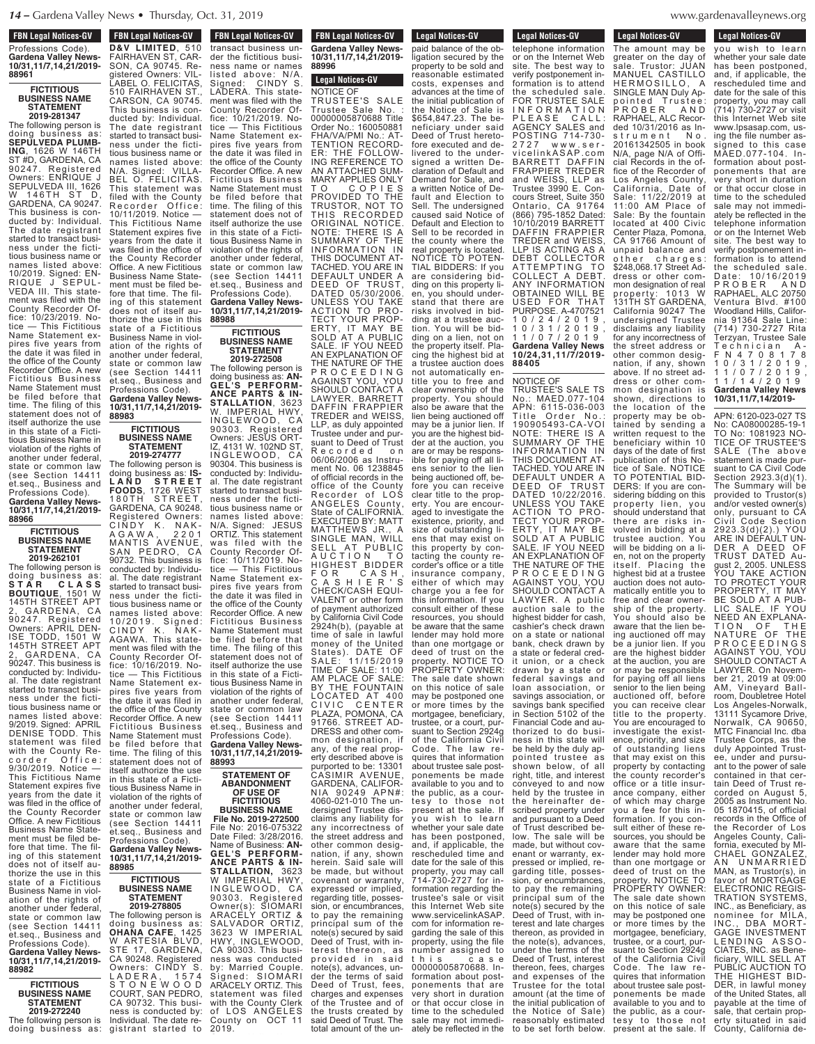Professions Code).
**Gardena Valley News-10/31,11/7,14,21/2019-88961**

**FICTITIOUS BUSINESS NAME STATEMENT 2019-281347**

The following person is doing business as: **SEPULVEDA PLUMBING**, 1626 W 146TH ST #D, GARDENA, CA 90247. Registered Owners: ENRIQUE J SEPULVEDA III, 1626 W 146TH ST D, GARDENA, CA 90247. This business is conducted by: Individual. The date registrant started to transact business under the fictitious business name or names listed above: 10/2019. Signed: ENRIQUE J SEPULVEDA III. This statement was filed with the County Recorder Office: 10/23/2019. Notice — This Fictitious Name Statement expires five years from the date it was filed in the office of the County Recorder Office. A new Fictitious Business Name Statement must be filed before that time. The filing of this statement does not of itself authorize the use in this state of a Fictitious Business Name in violation of the rights of another under federal, state or common law (see Section 14411 et.seq., Business and Professions Code).
**Gardena Valley News-10/31,11/7,14,21/2019-88966**

**FICTITIOUS BUSINESS NAME STATEMENT 2019-262101**

The following person is doing business as: **STAR CLASS BOUTIQUE**, 1501 W 145TH STREET APT 2, GARDENA, CA 90247. Registered Owners: APRIL DENISE TODD, 1501 W 145TH STREET APT 2, GARDENA, CA 90247. This business is conducted by: Individual. The date registrant started to transact business under the fictitious business name or names listed above: 9/2019. Signed: APRIL DENISE TODD. This statement was filed with the County Recorder Office: 9/30/2019. Notice — This Fictitious Name Statement expires five years from the date it was filed in the office of the County Recorder Office. A new Fictitious Business Name Statement must be filed before that time. The filing of this statement does not of itself authorize the use in this state of a Fictitious Business Name in violation of the rights of another under federal, state or common law (see Section 14411 et.seq., Business and Professions Code).
**Gardena Valley News-10/31,11/7,14,21/2019-88982**

**FICTITIOUS BUSINESS NAME STATEMENT 2019-272240**

The following person is doing business as: **D&V LIMITED**, 510 FAIRHAVEN ST, CARSON, CA 90745. Registered Owners: VILLABEL O. FELICITAS, 510 FAIRHAVEN ST., CARSON, CA 90745. This business is conducted by: Individual. The date registrant started to transact business under the fictitious business name or names listed above: N/A. Signed: VILLABEL O. FELICITAS. This statement was filed with the County Recorder Office: 10/11/2019. Notice — This Fictitious Name Statement expires five years from the date it was filed in the office of the County Recorder Office. A new Fictitious Business Name Statement must be filed before that time. The filing of this statement does not of itself authorize the use in this state of a Fictitious Business Name in violation of the rights of another under federal, state or common law (see Section 14411 et.seq., Business and Professions Code).
**Gardena Valley News-10/31,11/7,14,21/2019-88983**

**FICTITIOUS BUSINESS NAME STATEMENT 2019-274777**

The following person is doing business as: **ISLAND STREET FOODS**, 1726 WEST 180TH STREET, GARDENA, CA 90248. Registered Owners: CINDY K. NAKAGAWA, 2201 MANTIS AVENUE, SAN PEDRO, CA 90732. This business is conducted by: Individual. The date registrant started to transact business under the fictitious business name or names listed above: 10/2019. Signed: CINDY K. NAKAGAWA. This statement was filed with the County Recorder Office: 10/16/2019. Notice — This Fictitious Name Statement expires five years from the date it was filed in the office of the County Recorder Office. A new Fictitious Business Name Statement must be filed before that time. The filing of this statement does not of itself authorize the use in this state of a Fictitious Business Name in violation of the rights of another under federal, state or common law (see Section 14411 et.seq., Business and Professions Code).
**Gardena Valley News-10/31,11/7,14,21/2019-88985**

**FICTITIOUS BUSINESS NAME STATEMENT 2019-278805**

The following person is doing business as: **OHANA CAFE**, 1425 W ARTESIA BLVD, STE 17, GARDENA, CA 90248. Registered Owners: CINDY S. LADERA, 1574 STONEWOOD COURT, SAN PEDRO, CA 90732. This business is conducted by: Individual. The date registrant started to transact business under the fictitious business name or names listed above: N/A. Signed: CINDY S. LADERA. This statement was filed with the County Recorder Office: 10/21/2019. Notice — This Fictitious Name Statement expires five years from the date it was filed in the office of the County Recorder Office. A new Fictitious Business Name Statement must be filed before that time. The filing of this statement does not of itself authorize the use in this state of a Fictitious Business Name in violation of the rights of another under federal, state or common law (see Section 14411 et.seq., Business and Professions Code).
**Gardena Valley News-10/31,11/7,14,21/2019-88988**

**FICTITIOUS BUSINESS NAME STATEMENT 2019-272508**

The following person is doing business as: **ANGEL'S PERFORMANCE PARTS & INSTALLATION**, 3623 W. IMPERIAL HWY, INGLEWOOD, CA 90303. Registered Owners: JESUS ORTIZ, 4131 W. 102ND ST, INGLEWOOD, CA 90304. This business is conducted by: Individual. The date registrant started to transact business under the fictitious business name or names listed above: N/A. Signed: JESUS ORTIZ. This statement was filed with the County Recorder Office: 10/11/2019. Notice — This Fictitious Name Statement expires five years from the date it was filed in the office of the County Recorder Office. A new Fictitious Business Name Statement must be filed before that time. The filing of this statement does not of itself authorize the use in this state of a Fictitious Business Name in violation of the rights of another under federal, state or common law (see Section 14411 et.seq., Business and Professions Code).
**Gardena Valley News-10/31,11/7,14,21/2019-88993**

**STATEMENT OF ABANDONMENT OF USE OF FICTITIOUS BUSINESS NAME File No. 2019-272500**

File No: 2016-075322 Date Filed: 3/28/2016. Name of Business: **ANGEL'S PERFORMANCE PARTS & INSTALLATION,** 3623 W IMPERIAL HWY, INGLEWOOD, CA 90303. Registered Owner(s): SIOMARI ARACELY ORTIZ & SALVADOR ORTIZ, 3623 W IMPERIAL HWY, INGLEWOOD, CA 90303. This business was conducted by: Married Couple. Signed: SIOMARI ARACELY ORTIZ. This statement was filed with the County Clerk of LOS ANGELES County on OCT 11 2019.
**Gardena Valley News-10/31,11/7,14,21/2019-88996**

**Legal Notices-GV**

NOTICE OF TRUSTEE'S SALE Trustee Sale No. : 00000005870688 Title Order No.: 160050881 FHA/VA/PMI No.: ATTENTION RECORDER: THE FOLLOWING REFERENCE TO AN ATTACHED SUMMARY APPLIES ONLY TO COPIES PROVIDED TO THE TRUSTOR, NOT TO THIS RECORDED ORIGINAL NOTICE. NOTE: THERE IS A SUMMARY OF THE INFORMATION IN THIS DOCUMENT ATTACHED. YOU ARE IN DEFAULT UNDER A DEED OF TRUST, DATED 05/30/2006. UNLESS YOU TAKE ACTION TO PROTECT YOUR PROPERTY, IT MAY BE SOLD AT A PUBLIC SALE. IF YOU NEED AN EXPLANATION OF THE NATURE OF THE PROCEEDING AGAINST YOU, YOU SHOULD CONTACT A LAWYER. BARRETT DAFFIN FRAPPIER TREDER and WEISS, LLP, as duly appointed Trustee under and pursuant to Deed of Trust Recorded on 06/06/2006 as Instrument No. 06 1238845 of official records in the office of the County Recorder of LOS ANGELES County, State of CALIFORNIA. EXECUTED BY: MATT MATTHEWS JR., A SINGLE MAN, WILL SELL AT PUBLIC AUCTION TO HIGHEST BIDDER FOR CASH, CASHIER'S CHECK/CASH EQUIVALENT or other form of payment authorized by California Civil Code 2924h(b), (payable at time of sale in lawful money of the United States). DATE OF SALE: 11/15/2019 TIME OF SALE: 11:00 AM PLACE OF SALE: BY THE FOUNTAIN LOCATED AT 400 CIVIC CENTER PLAZA, POMONA, CA 91766. STREET ADDRESS and other common designation, if any, of the real property described above is purported to be: 13301 CASIMIR AVENUE, GARDENA, CALIFORNIA 90249 APN#: 4060-021-010 The undersigned Trustee disclaims any liability for any incorrectness of the street address and other common designation, if any, shown herein. Said sale will be made, but without covenant or warranty, expressed or implied, regarding title, possession, or encumbrances, to pay the remaining principal sum of the note(s) secured by said Deed of Trust, with interest thereon, as provided in said note(s), advances, under the terms of said Deed of Trust, fees, charges and expenses of the Trustee and of the trusts created by said Deed of Trust. The total amount of the unpaid balance of the obligation secured by the property to be sold and reasonable estimated costs, expenses and advances at the time of the initial publication of the Notice of Sale is $654,847.23. The beneficiary under said Deed of Trust heretofore executed and delivered to the undersigned a written Declaration of Default and Demand for Sale, and a written Notice of Default and Election to Sell. The undersigned caused said Notice of Default and Election to Sell to be recorded in the county where the real property is located. NOTICE TO POTENTIAL BIDDERS: If you are considering bidding on this property lien, you should understand that there are risks involved in bidding at a trustee auction. You will be bidding on a lien, not on the property itself. Placing the highest bid at a trustee auction does not automatically entitle you to free and clear ownership of the property. You should also be aware that the lien being auctioned off may be a junior lien. If you are the highest bidder at the auction, you are or may be responsible for paying off all liens senior to the lien being auctioned off, before you can receive clear title to the property. You are encouraged to investigate the existence, priority, and size of outstanding liens that may exist on this property by contacting the county recorder's office or a title insurance company, either of which may charge you a fee for this information. If you consult either of these resources, you should be aware that the same lender may hold more than one mortgage or deed of trust on the property. NOTICE TO PROPERTY OWNER: The sale date shown on this notice of sale may be postponed one or more times by the mortgagee, beneficiary, trustee, or a court, pursuant to Section 2924g of the California Civil Code. The law requires that information about trustee sale postponements be made available to you and to the public, as a courtesy to those not present at the sale. If you wish to learn whether your sale date has been postponed, and, if applicable, the rescheduled time and date for the sale of this property, you may call 714-730-2727 for information regarding the trustee's sale or visit this Internet Web site www.servicelinkASAP.com for information regarding the sale of this property, using the file number assigned to this case 00000005870688. Information about postponements that are very short in duration or that occur close in time to the scheduled sale may not immediately be reflected in the telephone information or on the Internet Web site. The best way to verify postponement information is to attend the scheduled sale. FOR TRUSTEE SALE INFORMATION PLEASE CALL: AGENCY SALES and POSTING 714-730-2727 www.servicelinkASAP.com BARRETT DAFFIN FRAPPIER TREDER and WEISS, LLP as Trustee 3990 E. Concours Street, Suite 350 Ontario, CA 91764 (866) 795-1852 Dated: 10/10/2019 BARRETT DAFFIN FRAPPIER TREDER and WEISS, LLP IS ACTING AS A DEBT COLLECTOR ATTEMPTING TO COLLECT A DEBT. ANY INFORMATION OBTAINED WILL BE USED FOR THAT PURPOSE. A-4707521 10/24/2019, 10/31/2019, 11/07/2019
**Gardena Valley News 10/24,31,11/7/2019-88405**

NOTICE OF TRUSTEE'S SALE TS No. MAED.077-104 APN: 6115-036-003 Title Order No.: 190905493-CA-VOI NOTE: THERE IS A SUMMARY OF THE INFORMATION IN THIS DOCUMENT ATTACHED. YOU ARE IN DEFAULT UNDER A DEED OF TRUST DATED 10/22/2016. UNLESS YOU TAKE ACTION TO PROTECT YOUR PROPERTY, IT MAY BE SOLD AT A PUBLIC SALE. IF YOU NEED AN EXPLANATION OF THE NATURE OF THE PROCEEDING AGAINST YOU, YOU SHOULD CONTACT A LAWYER. A public auction sale to the highest bidder for cash, cashier's check drawn on a state or national bank, check drawn by a state or federal credit union, or a check drawn by a state or federal savings and loan association, or savings association, or savings bank specified in Section 5102 of the Financial Code and authorized to do business in this state will be held by the duly appointed trustee as shown below, of all right, title, and interest conveyed to and now held by the trustee in the hereinafter described property under and pursuant to a Deed of Trust described below. The sale will be made, but without covenant or warranty, expressed or implied, regarding title, possession, or encumbrances, to pay the remaining principal sum of the note(s) secured by the Deed of Trust, with interest and late charges thereon, as provided in the note(s), advances, under the terms of the Deed of Trust, interest thereon, fees, charges and expenses of the Trustee for the total amount (at the time of the initial publication of the Notice of Sale) reasonably estimated to be set forth below. The amount may be greater on the day of sale. Trustor: JUAN MANUEL CASTILLO HERMOSILLO, A SINGLE MAN Duly Appointed Trustee: PROBER AND RAPHAEL, ALC Recorded 10/31/2016 as Instrument No. 20161342505 in book N/A, page N/A of Official Records in the office of the Recorder of Los Angeles County, California, Date of Sale: 11/22/2019 at 11:00 AM Place of Sale: By the fountain located at 400 Civic Center Plaza, Pomona, CA 91766 Amount of unpaid balance and other charges: $248,068.17 Street Address or other common designation of real property: 1013 W 131TH ST GARDENA, California 90247 The undersigned Trustee disclaims any liability for any incorrectness of the street address or other common designation, if any, shown above. If no street address or other common designation is shown, directions to the location of the property may be obtained by sending a written request to the beneficiary within 10 days of the date of first publication of this Notice of Sale. NOTICE TO POTENTIAL BIDDERS: If you are considering bidding on this property lien, you should understand that there are risks involved in bidding at a trustee auction. You will be bidding on a lien, not on the property itself. Placing the highest bid at a trustee auction does not automatically entitle you to free and clear ownership of the property. You should also be aware that the lien being auctioned off may be a junior lien. If you are the highest bidder at the auction, you are or may be responsible for paying off all liens senior to the lien being auctioned off, before you can receive clear title to the property. You are encouraged to investigate the existence, priority, and size of outstanding liens that may exist on this property by contacting the county recorder's office or a title insurance company, either of which may charge you a fee for this information. If you consult either of these resources, you should be aware that the same lender may hold more than one mortgage or deed of trust on the property. NOTICE TO PROPERTY OWNER: The sale date shown on this notice of sale may be postponed one or more times by the mortgagee, beneficiary, trustee, or a court, pursuant to Section 2924g of the California Civil Code. The law requires that information about trustee sale postponements be made available to you and to the public, as a courtesy to those not present at the sale. If you wish to learn whether your sale date has been postponed, and, if applicable, the rescheduled time and date for the sale of this property, you may call (714) 730-2727 or visit this Internet Web site www.lpsasap.com, using the file number assigned to this case MAED.077-104. Information about postponements that are very short in duration or that occur close in time to the scheduled sale may not immediately be reflected in the telephone information or on the Internet Web site. The best way to verify postponement information is to attend the scheduled sale. Date: 10/16/2019 PROBER AND RAPHAEL, ALC 20750 Ventura Blvd. #100 Woodland Hills, California 91364 Sale Line: (714) 730-2727 Rita Terzyan, Trustee Sale Technician A-FN4708178 10/31/2019, 11/07/2019, 11/14/2019
**Gardena Valley News 10/31,11/7,14/2019-**

APN: 6120-023-027 TS No: CA08000285-19-1 TO No: 1081923 NOTICE OF TRUSTEE'S SALE (The above statement is made pursuant to CA Civil Code Section 2923.3(d)(1). The Summary will be provided to Trustor(s) and/or vested owner(s) only, pursuant to CA Civil Code Section 2923.3(d)(2).) YOU ARE IN DEFAULT UNDER A DEED OF TRUST DATED August 2, 2005. UNLESS YOU TAKE ACTION TO PROTECT YOUR PROPERTY, IT MAY BE SOLD AT A PUBLIC SALE. IF YOU NEED AN EXPLANATION OF THE NATURE OF THE PROCEEDINGS AGAINST YOU, YOU SHOULD CONTACT A LAWYER. On November 21, 2019 at 09:00 AM, Vineyard Ballroom, Doubletree Hotel Los Angeles-Norwalk, 13111 Sycamore Drive, Norwalk, CA 90650, MTC Financial Inc. dba Trustee Corps, as the duly Appointed Trustee, under and pursuant to the power of sale contained in that certain Deed of Trust recorded on August 5, 2005 as Instrument No. 05 1870415, of official records in the Office of the Recorder of Los Angeles County, California, executed by MICHAEL GONZALEZ, AN UNMARRIED MAN, as Trustor(s), in favor of MORTGAGE ELECTRONIC REGISTRATION SYSTEMS, INC., as Beneficiary, as nominee for MILA, INC., DBA MORTGAGE INVESTMENT LENDING ASSOCIATES, INC. as Beneficiary, WILL SELL AT PUBLIC AUCTION TO THE HIGHEST BIDDER, in lawful money of the United States, all payable at the time of sale, that certain property situated in said County, California de-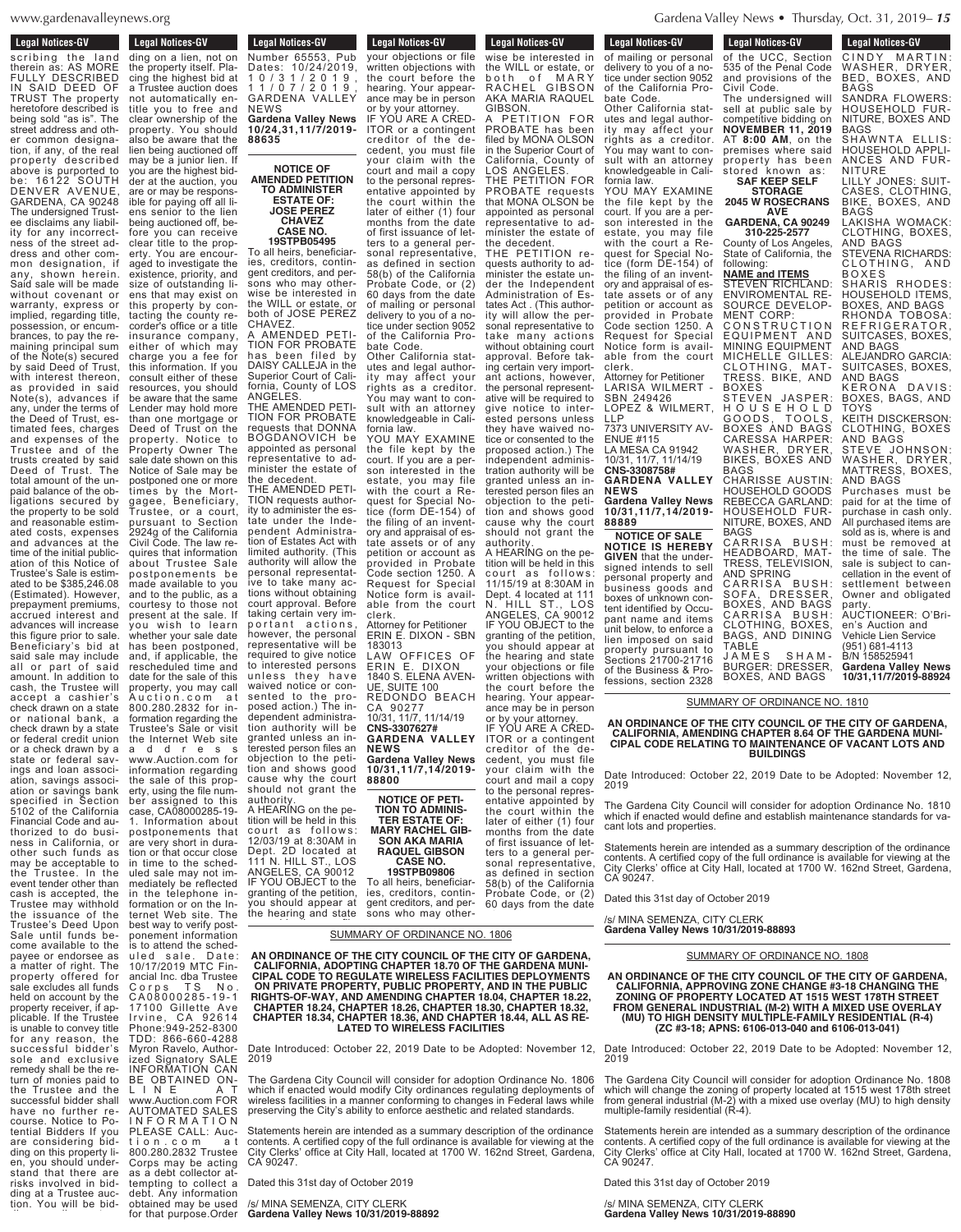**Legal Notices-GV**

scribing the land therein as: AS MORE FULLY DESCRIBED IN SAID DEED OF TRUST The property heretofore described is being sold "as is". The street address and other common designation, if any, of the real property described above is purported to be: 16122 SOUTH DENVER AVENUE, GARDENA, CA 90248 The undersigned Trustee disclaims any liability for any incorrectness of the street address and other common designation, if any, shown herein. Said sale will be made without covenant or warranty, express or implied, regarding title, possession, or encumbrances, to pay the remaining principal sum of the Note(s) secured by said Deed of Trust, with interest thereon, as provided in said Note(s), advances if any, under the terms of the Deed of Trust, estimated fees, charges and expenses of the Trustee and of the trusts created by said Deed of Trust. The total amount of the unpaid balance of the obligations secured by the property to be sold and reasonable estimated costs, expenses and advances at the time of the initial publication of this Notice of Trustee's Sale is estimated to be $385,246.08 (Estimated). However, prepayment premiums, accrued interest and advances will increase this figure prior to sale. Beneficiary's bid at said sale may include all or part of said amount. In addition to cash, the Trustee will accept a cashier's check drawn on a state or national bank, a check drawn by a state or federal credit union or a check drawn by a state or federal savings and loan association, savings association or savings bank specified in Section 5102 of the California Financial Code and authorized to do business in California, or other such funds as may be acceptable to the Trustee. In the event tender other than cash is accepted, the Trustee may withhold the issuance of the Trustee's Deed Upon Sale until funds become available to the payee or endorsee as a matter of right. The property offered for sale excludes all funds held on account by the property receiver, if applicable. If the Trustee is unable to convey title for any reason, the successful bidder's sole and exclusive remedy shall be the return of monies paid to the Trustee and the successful bidder shall have no further recourse. Notice to Potential Bidders If you are considering bidding on this property lien, you should understand that there are risks involved in bidding at a Trustee auction. You will be bidding on a lien, not on the property itself. Placing the highest bid at a Trustee auction does not automatically entitle you to free and clear ownership of the property. You should also be aware that the lien being auctioned off may be a junior lien. If you are the highest bidder at the auction, you are or may be responsible for paying off all liens senior to the lien being auctioned off, before you can receive clear title to the property. You are encouraged to investigate the existence, priority, and size of outstanding liens that may exist on this property by contacting the county recorder's office or a title insurance company, either of which may charge you a fee for this information. If you consult either of these resources, you should be aware that the same Lender may hold more than one mortgage or Deed of Trust on the property. Notice to Property Owner The sale date shown on this Notice of Sale may be postponed one or more times by the Mortgagee, Beneficiary, Trustee, or a court, pursuant to Section 2924g of the California Civil Code. The law requires that information about Trustee Sale postponements be made available to you and to the public, as a courtesy to those not present at the sale. If you wish to learn whether your sale date has been postponed, and, if applicable, the rescheduled time and date for the sale of this property, you may call Auction.com at 800.280.2832 for information regarding the Trustee's Sale or visit the Internet Web site address www.Auction.com for information regarding the sale of this property, using the file number assigned to this case, CA08000285-19-1. Information about postponements that are very short in duration or that occur close in time to the scheduled sale may not immediately be reflected in the telephone information or on the Internet Web site. The best way to verify postponement information is to attend the scheduled sale. Date: 10/17/2019 MTC Financial Inc. dba Trustee Corps TS No. CA08000285-19-1 17100 Gillette Ave Irvine, CA 92614 Phone:949-252-8300 TDD: 866-660-4288 Myron Ravelo, Authorized Signatory SALE INFORMATION CAN BE OBTAINED ON-LINE AT www.Auction.com FOR AUTOMATED SALES INFORMATION PLEASE CALL: Auction.com at 800.280.2832 Trustee Corps may be acting as a debt collector attempting to collect a debt. Any information obtained may be used for that purpose.Order Number 65553, Pub Dates: 10/24/2019, 10/31/2019, 11/07/2019, GARDENA VALLEY NEWS
**Gardena Valley News 10/24,31,11/7/2019-88635**

---

**NOTICE OF AMENDED PETITION TO ADMINISTER ESTATE OF: JOSE PEREZ CHAVEZ CASE NO. 19STPB05495**

To all heirs, beneficiaries, creditors, contingent creditors, and persons who may otherwise be interested in the WILL or estate, or both of JOSE PEREZ CHAVEZ.

A AMENDED PETITION FOR PROBATE has been filed by DAISY CALLEJA in the Superior Court of California, County of LOS ANGELES.

THE AMENDED PETITION FOR PROBATE requests that DONNA BOGDANOVICH be appointed as personal representative to administer the estate of the decedent.

THE AMENDED PETITION requests authority to administer the estate under the Independent Administration of Estates Act with limited authority. (This authority will allow the personal representative to take many actions without obtaining court approval. Before taking certain very important actions, however, the personal representative will be required to give notice to interested persons unless they have waived notice or consented to the proposed action.) The independent administration authority will be granted unless an interested person files an objection to the petition and shows good cause why the court should not grant the authority.

A HEARING on the petition will be held in this court as follows: 12/03/19 at 8:30AM in Dept. 2D located at 111 N. HILL ST., LOS ANGELES, CA 90012

IF YOU OBJECT to the granting of the petition, you should appear at the hearing and state your objections or file written objections with the court before the hearing. Your appearance may be in person or by your attorney.

IF YOU ARE A CREDITOR or a contingent creditor of the decedent, you must file your claim with the court and mail a copy to the personal representative appointed by the court within the later of either (1) four months from the date of first issuance of letters to a general personal representative, as defined in section 58(b) of the California Probate Code, or (2) 60 days from the date of mailing or personal delivery to you of a notice under section 9052 of the California Probate Code.

Other California statutes and legal authority may affect your rights as a creditor. You may want to consult with an attorney knowledgeable in California law.

YOU MAY EXAMINE the file kept by the court. If you are a person interested in the estate, you may file with the court a Request for Special Notice (form DE-154) of the filing of an inventory and appraisal of estate assets or of any petition or account as provided in Probate Code section 1250. A Request for Special Notice form is available from the court clerk.

Attorney for Petitioner
ERIN E. DIXON - SBN 183013
LAW OFFICES OF ERIN E. DIXON
1840 S. ELENA AVENUE, SUITE 100
REDONDO BEACH CA 90277
10/31, 11/7, 11/14/19
**CNS-3307627#**
**GARDENA VALLEY NEWS**
**Gardena Valley News 10/31,11/7,14/2019-88800**

---

**NOTICE OF PETITION TO ADMINISTER ESTATE OF: MARY RACHEL GIBSON AKA MARIA RAQUEL GIBSON CASE NO. 19STPB09806**

To all heirs, beneficiaries, creditors, contingent creditors, and persons who may otherwise be interested in the WILL or estate, or both of MARY RACHEL GIBSON AKA MARIA RAQUEL GIBSON.

A PETITION FOR PROBATE has been filed by MONA OLSON in the Superior Court of California, County of LOS ANGELES.

THE PETITION FOR PROBATE requests that MONA OLSON be appointed as personal representative to administer the estate of the decedent.

THE PETITION requests authority to administer the estate under the Independent Administration of Estates Act . (This authority will allow the personal representative to take many actions without obtaining court approval. Before taking certain very important actions, however, the personal representative will be required to give notice to interested persons unless they have waived notice or consented to the proposed action.) The independent administration authority will be granted unless an interested person files an objection to the petition and shows good cause why the court should not grant the authority.

A HEARING on the petition will be held in this court as follows: 11/15/19 at 8:30AM in Dept. 4 located at 111 N. HILL ST., LOS ANGELES, CA 90012

IF YOU OBJECT to the granting of the petition, you should appear at the hearing and state your objections or file written objections with the court before the hearing. Your appearance may be in person or by your attorney.

IF YOU ARE A CREDITOR or a contingent creditor of the decedent, you must file your claim with the court and mail a copy to the personal representative appointed by the court within the later of either (1) four months from the date of first issuance of letters to a general personal representative, as defined in section 58(b) of the California Probate Code, or (2) 60 days from the date of mailing or personal delivery to you of a notice under section 9052 of the California Probate Code.

Other California statutes and legal authority may affect your rights as a creditor. You may want to consult with an attorney knowledgeable in California law.

YOU MAY EXAMINE the file kept by the court. If you are a person interested in the estate, you may file with the court a Request for Special Notice (form DE-154) of the filing of an inventory and appraisal of estate assets or of any petition or account as provided in Probate Code section 1250. A Request for Special Notice form is available from the court clerk.

Attorney for Petitioner
LARISA WILMERT - SBN 249426
LOPEZ & WILMERT, LLP
7373 UNIVERSITY AVENUE #115
LA MESA CA 91942
10/31, 11/7, 11/14/19
**CNS-3308758#**
**GARDENA VALLEY NEWS**
**Gardena Valley News 10/31,11/7,14/2019-88889**

---

**NOTICE OF SALE**

**NOTICE IS HEREBY GIVEN** that the undersigned intends to sell personal property and business goods and boxes of unknown content identified by Occupant name and items unit below, to enforce a lien imposed on said property pursuant to Sections 21700-21716 of the Business & Professions, section 2328 of the UCC, Section 535 of the Penal Code and provisions of the Civil Code.

The undersigned will sell at public sale by competitive bidding on **NOVEMBER 11, 2019** AT **8:00 AM**, on the premises where said property has been stored known as:

**SAF KEEP SELF STORAGE**
**2045 W ROSECRANS AVE**
**GARDENA, CA 90249**
**310-225-2577**

County of Los Angeles, State of California, the following:

**NAME and ITEMS**

STEVEN RICHLAND: ENVIROMENTAL RESOURCE DEVELOPMENT CORP: CONSTRUCTION EQUIPMENT AND MINING EQUIPMENT
MICHELLE GILLES: CLOTHING, MATTRESS. BIKE, AND BOXES
STEVEN JASPER: HOUSEHOLD GOODS, TOOLS, BOXES AND BAGS
CARESSA HARPER: WASHER, DRYER, BIKES, BOXES AND BAGS
CHARISSE AUSTIN: HOUSEHOLD GOODS
REBECCA GARLAND: HOUSEHOLD FURNITURE, BOXES, AND BAGS
CARRISA BUSH: HEADBOARD, MATTRESS, TELEVISION, AND SPRING
CARRISA BUSH: SOFA, DRESSER, BOXES, AND BAGS
CARRISA BUSH: CLOTHING, BOXES, BAGS, AND DINING TABLE
JAMES SHAMBURGER: DRESSER, BOXES, AND BAGS
CINDY MARTIN: WASHER, DRYER, BED, BOXES, AND BAGS
SANDRA FLOWERS: HOUSEHOLD FURNITURE, BOXES AND BAGS
SHAWNTA ELLIS: HOUSEHOLD APPLIANCES AND FURNITURE
LILLY JONES: SUITCASES, CLOTHING, BIKE, BOXES, AND BAGS
LAKISHA WOMACK: CLOTHING, BOXES, AND BAGS
STEVENA RICHARDS: CLOTHING, AND BOXES
SHARIS RHODES: HOUSEHOLD ITEMS, BOXES, AND BAGS
RHONDA TOBOSA: REFRIGERATOR, SUITCASES, BOXES, AND BAGS
ALEJANDRO GARCIA: SUITCASES, BOXES, AND BAGS
KERONA DAVIS: BOXES, BAGS, AND TOYS
KEITH DISCKERSON: CLOTHING, BOXES AND BAGS
STEVE JOHNSON: WASHER, DRYER, MATTRESS, BOXES, AND BAGS

Purchases must be paid for at the time of purchase in cash only. All purchased items are sold as is, where is and must be removed at the time of sale. The sale is subject to cancellation in the event of settlement between Owner and obligated party.

AUCTIONEER: O'Brien's Auction and Vehicle Lien Service
(951) 681-4113
B/N 158525941
**Gardena Valley News 10/31,11/7/2019-88924**

---

**SUMMARY OF ORDINANCE NO. 1806**

**AN ORDINANCE OF THE CITY COUNCIL OF THE CITY OF GARDENA, CALIFORNIA, ADOPTING CHAPTER 18.70 OF THE GARDENA MUNICIPAL CODE TO REGULATE WIRELESS FACILITIES DEPLOYMENTS ON PRIVATE PROPERTY, PUBLIC PROPERTY, AND IN THE PUBLIC RIGHTS-OF-WAY, AND AMENDING CHAPTER 18.04, CHAPTER 18.22, CHAPTER 18.24, CHAPTER 18.26, CHAPTER 18.30, CHAPTER 18.32, CHAPTER 18.34, CHAPTER 18.36, AND CHAPTER 18.44, ALL AS RELATED TO WIRELESS FACILITIES**

Date Introduced: October 22, 2019 Date to be Adopted: November 12, 2019

The Gardena City Council will consider for adoption Ordinance No. 1806 which if enacted would modify City ordinances regulating deployments of wireless facilities in a manner conforming to changes in Federal laws while preserving the City's ability to enforce aesthetic and related standards.

Statements herein are intended as a summary description of the ordinance contents. A certified copy of the full ordinance is available for viewing at the City Clerks' office at City Hall, located at 1700 W. 162nd Street, Gardena, CA 90247.

Dated this 31st day of October 2019

/s/ MINA SEMENZA, CITY CLERK
**Gardena Valley News 10/31/2019-88892**

---

**SUMMARY OF ORDINANCE NO. 1810**

**AN ORDINANCE OF THE CITY COUNCIL OF THE CITY OF GARDENA, CALIFORNIA, AMENDING CHAPTER 8.64 OF THE GARDENA MUNICIPAL CODE RELATING TO MAINTENANCE OF VACANT LOTS AND BUILDINGS**

Date Introduced: October 22, 2019 Date to be Adopted: November 12, 2019

The Gardena City Council will consider for adoption Ordinance No. 1810 which if enacted would define and establish maintenance standards for vacant lots and properties.

Statements herein are intended as a summary description of the ordinance contents. A certified copy of the full ordinance is available for viewing at the City Clerks' office at City Hall, located at 1700 W. 162nd Street, Gardena, CA 90247.

Dated this 31st day of October 2019

/s/ MINA SEMENZA, CITY CLERK
**Gardena Valley News 10/31/2019-88893**

---

**SUMMARY OF ORDINANCE NO. 1808**

**AN ORDINANCE OF THE CITY COUNCIL OF THE CITY OF GARDENA, CALIFORNIA, APPROVING ZONE CHANGE #3-18 CHANGING THE ZONING OF PROPERTY LOCATED AT 1515 WEST 178TH STREET FROM GENERAL INDUSTRIAL (M-2) WITH A MIXED USE OVERLAY (MU) TO HIGH DENSITY MULTIPLE-FAMILY RESIDENTIAL (R-4) (ZC #3-18; APNS: 6106-013-040 and 6106-013-041)**

Date Introduced: October 22, 2019 Date to be Adopted: November 12, 2019

The Gardena City Council will consider for adoption Ordinance No. 1808 which will change the zoning of property located at 1515 west 178th street from general industrial (M-2) with a mixed use overlay (MU) to high density multiple-family residential (R-4).

Statements herein are intended as a summary description of the ordinance contents. A certified copy of the full ordinance is available for viewing at the City Clerks' office at City Hall, located at 1700 W. 162nd Street, Gardena, CA 90247.

Dated this 31st day of October 2019

/s/ MINA SEMENZA, CITY CLERK
**Gardena Valley News 10/31/2019-88890**